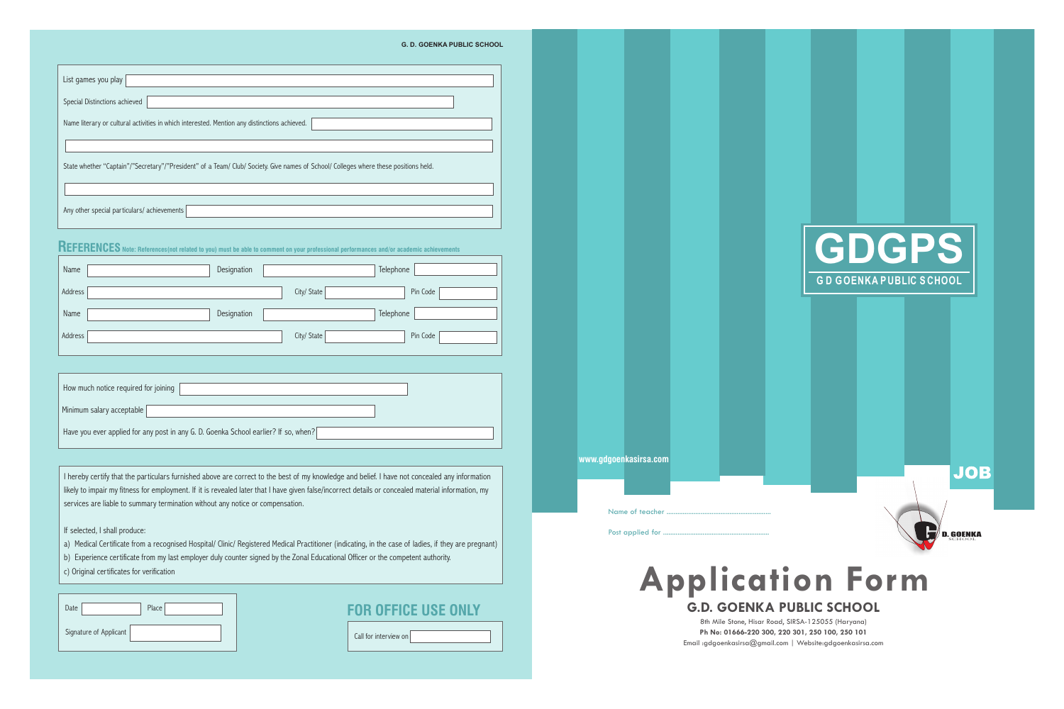G. D. GOENKA PUBLIC SCHOOL

List games you play

Special Distinctions achieved

Name literary or cultural activities in which interested. Mention any distinctions achieved.

State whether "Captain"/"Secretary"/"President" of a Team/ Club/ Society. Give names of School/ Colleges where these positions held.

Any other special particulars/ achievements

## REFERENCES

**Note: References(not related to you) must be able to comment on your professional performances and/or academic achievements**

| Name | | Designation | | Telephone | |
|---|---|---|---|---|---|
| Address | | City/ State | | Pin Code | |
| Name | | Designation | | Telephone | |
| Address | | City/ State | | Pin Code | |

How much notice required for joining

Minimum salary acceptable

Have you ever applied for any post in any G. D. Goenka School earlier? If so, when?

I hereby certify that the particulars furnished above are correct to the best of my knowledge and belief. I have not concealed any information likely to impair my fitness for employment. If it is revealed later that I have given false/incorrect details or concealed material information, my services are liable to summary termination without any notice or compensation.

If selected, I shall produce:

a) Medical Certificate from a recognised Hospital/ Clinic/ Registered Medical Practitioner (indicating, in the case of ladies, if they are pregnant)
b) Experience certificate from my last employer duly counter signed by the Zonal Educational Officer or the competent authority.
c) Original certificates for verification

Date                Place

Signature of Applicant

## FOR OFFICE USE ONLY

Call for interview on

---

# GDGPS

G D GOENKA PUBLIC SCHOOL

www.gdgoenkasirsa.com

JOB

Name of teacher ..........................................................

Post applied for ..........................................................

D. GOENKA SCHOOL

# Application Form

## G.D. GOENKA PUBLIC SCHOOL

8th Mile Stone, Hisar Road, SIRSA-125055 (Haryana)

**Ph No: 01666-220 300, 220 301, 250 100, 250 101**

Email :gdgoenkasirsa@gmail.com | Website:gdgoenkasirsa.com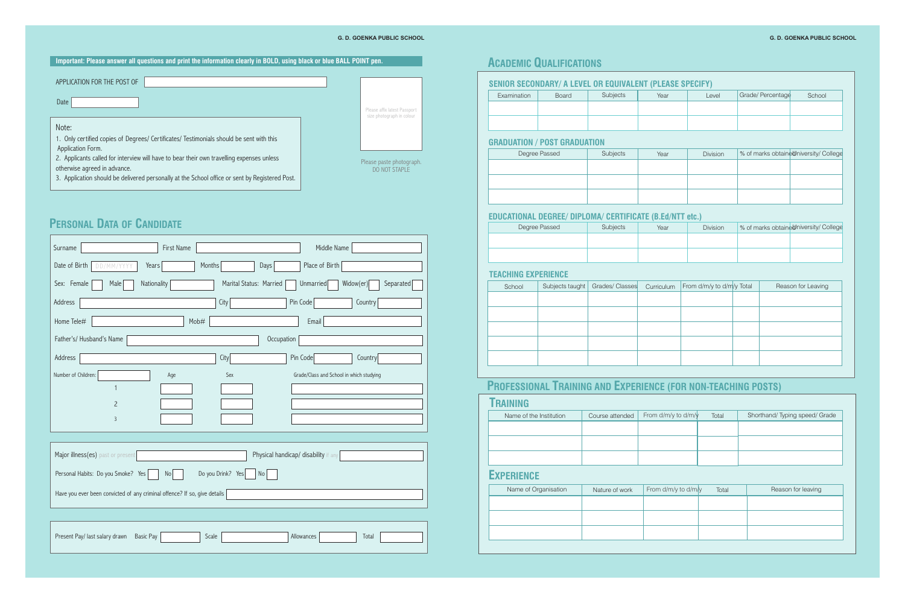**Important: Please answer all questions and print the information clearly in BOLD, using black or blue BALL POINT pen.**

APPLICATION FOR THE POST OF

Date

Please affix latest Passport size photograph in colour

Please paste photograph. DO NOT STAPLE

Note:

1. Only certified copies of Degrees/ Certificates/ Testimonials should be sent with this Application Form.
2. Applicants called for interview will have to bear their own travelling expenses unless otherwise agreed in advance.
3. Application should be delivered personally at the School office or sent by Registered Post.

## Personal Data of Candidate

Surname | First Name | Middle Name

Date of Birth DD/MM/YYYY | Years | Months | Days | Place of Birth

Sex: Female | Male | Nationality | Marital Status: Married | Unmarried | Widow(er) | Separated

Address | City | Pin Code | Country

Home Tele# | Mob# | Email

Father's/ Husband's Name | Occupation

Address | City | Pin Code | Country

Number of Children:

| | Age | Sex | Grade/Class and School in which studying |
|---|---|---|---|
| 1 | | | |
| 2 | | | |
| 3 | | | |

Major illness(es) past or present | Physical handicap/ disability if any

Personal Habits: Do you Smoke? Yes | No | Do you Drink? Yes | No

Have you ever been convicted of any criminal offence? If so, give details

Present Pay/ last salary drawn | Basic Pay | Scale | Allowances | Total

## Academic Qualifications

### Senior Secondary/ A Level or Equivalent (Please Specify)

| Examination | Board | Subjects | Year | Level | Grade/ Percentage | School |
|---|---|---|---|---|---|---|
| | | | | | | |
| | | | | | | |

### Graduation / Post Graduation

| Degree Passed | Subjects | Year | Division | % of marks obtained | University/ College |
|---|---|---|---|---|---|
| | | | | | |
| | | | | | |
| | | | | | |

### Educational Degree/ Diploma/ Certificate (B.Ed/NTT etc.)

| Degree Passed | Subjects | Year | Division | % of marks obtained | University/ College |
|---|---|---|---|---|---|
| | | | | | |
| | | | | | |

### Teaching Experience

| School | Subjects taught | Grades/ Classes | Curriculum | From d/m/y to d/m/y | Total | Reason for Leaving |
|---|---|---|---|---|---|---|
| | | | | | | |
| | | | | | | |
| | | | | | | |
| | | | | | | |
| | | | | | | |

## Professional Training and Experience (for Non-Teaching Posts)

### Training

| Name of the Institution | Course attended | From d/m/y to d/m/y | Total | Shorthand/ Typing speed/ Grade |
|---|---|---|---|---|
| | | | | |
| | | | | |
| | | | | |

### Experience

| Name of Organisation | Nature of work | From d/m/y to d/m/y | Total | Reason for leaving |
|---|---|---|---|---|
| | | | | |
| | | | | |
| | | | | |